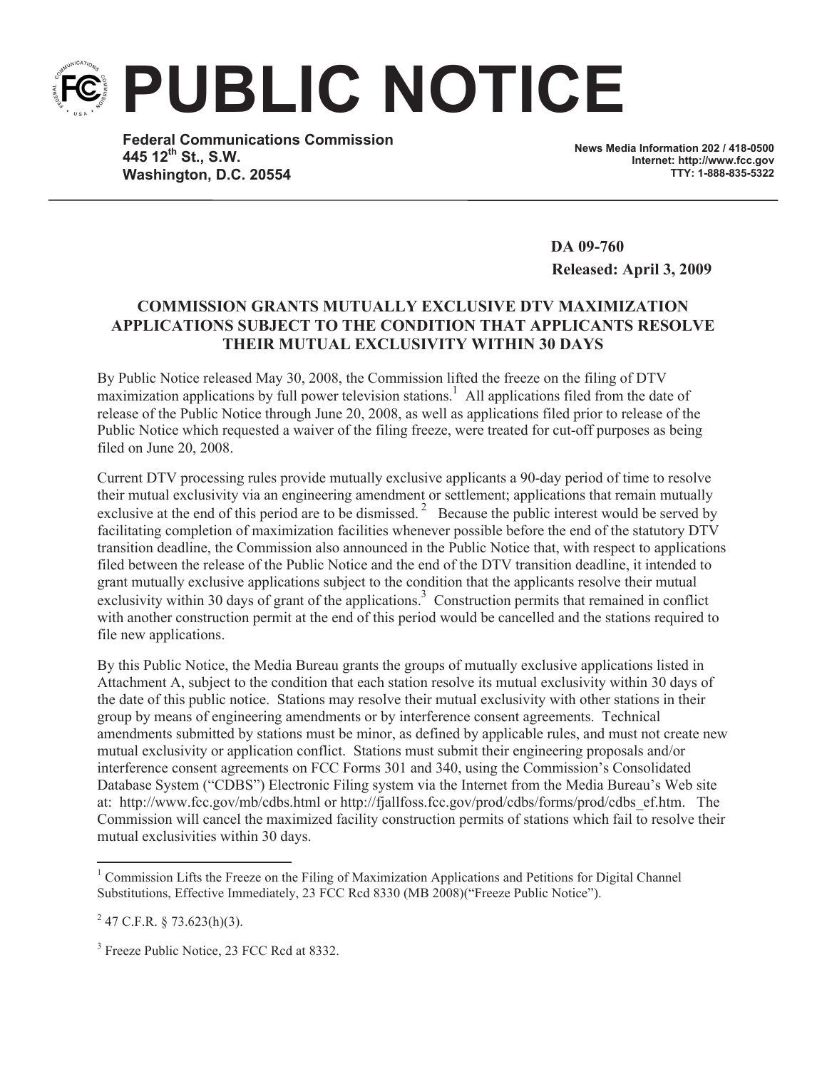# PUBLIC NOTICE

**Federal Communications Commission**
**445 12th St., S.W.**
**Washington, D.C. 20554**

**News Media Information 202 / 418-0500**
**Internet: http://www.fcc.gov**
**TTY: 1-888-835-5322**

**DA 09-760**
**Released: April 3, 2009**

## COMMISSION GRANTS MUTUALLY EXCLUSIVE DTV MAXIMIZATION APPLICATIONS SUBJECT TO THE CONDITION THAT APPLICANTS RESOLVE THEIR MUTUAL EXCLUSIVITY WITHIN 30 DAYS

By Public Notice released May 30, 2008, the Commission lifted the freeze on the filing of DTV maximization applications by full power television stations.[1] All applications filed from the date of release of the Public Notice through June 20, 2008, as well as applications filed prior to release of the Public Notice which requested a waiver of the filing freeze, were treated for cut-off purposes as being filed on June 20, 2008.

Current DTV processing rules provide mutually exclusive applicants a 90-day period of time to resolve their mutual exclusivity via an engineering amendment or settlement; applications that remain mutually exclusive at the end of this period are to be dismissed.[2] Because the public interest would be served by facilitating completion of maximization facilities whenever possible before the end of the statutory DTV transition deadline, the Commission also announced in the Public Notice that, with respect to applications filed between the release of the Public Notice and the end of the DTV transition deadline, it intended to grant mutually exclusive applications subject to the condition that the applicants resolve their mutual exclusivity within 30 days of grant of the applications.[3] Construction permits that remained in conflict with another construction permit at the end of this period would be cancelled and the stations required to file new applications.

By this Public Notice, the Media Bureau grants the groups of mutually exclusive applications listed in Attachment A, subject to the condition that each station resolve its mutual exclusivity within 30 days of the date of this public notice. Stations may resolve their mutual exclusivity with other stations in their group by means of engineering amendments or by interference consent agreements. Technical amendments submitted by stations must be minor, as defined by applicable rules, and must not create new mutual exclusivity or application conflict. Stations must submit their engineering proposals and/or interference consent agreements on FCC Forms 301 and 340, using the Commission's Consolidated Database System ("CDBS") Electronic Filing system via the Internet from the Media Bureau's Web site at: http://www.fcc.gov/mb/cdbs.html or http://fjallfoss.fcc.gov/prod/cdbs/forms/prod/cdbs_ef.htm. The Commission will cancel the maximized facility construction permits of stations which fail to resolve their mutual exclusivities within 30 days.

---

[1] Commission Lifts the Freeze on the Filing of Maximization Applications and Petitions for Digital Channel Substitutions, Effective Immediately, 23 FCC Rcd 8330 (MB 2008)("Freeze Public Notice").

[2] 47 C.F.R. § 73.623(h)(3).

[3] Freeze Public Notice, 23 FCC Rcd at 8332.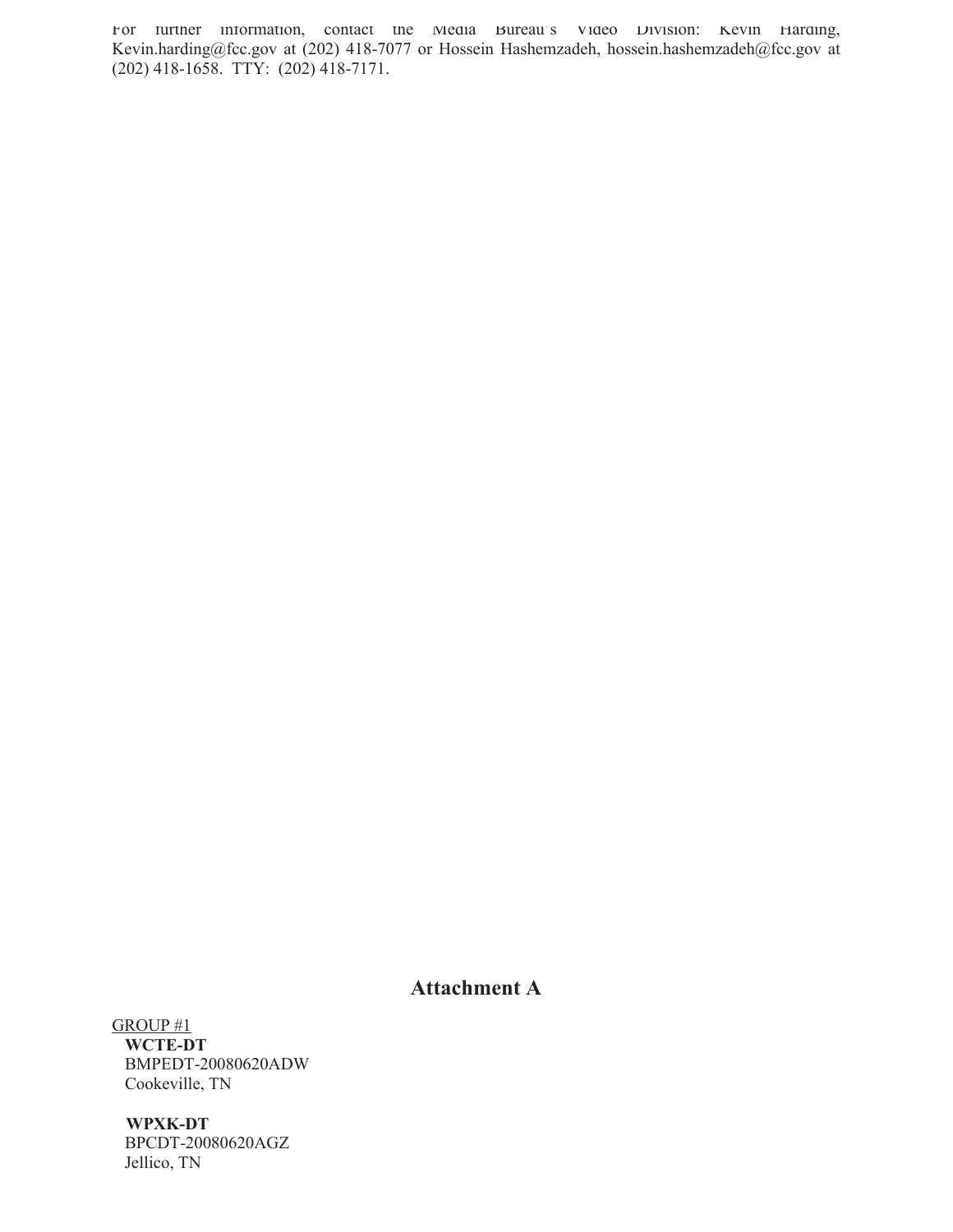For further information, contact the Media Bureau's Video Division: Kevin Harding, Kevin.harding@fcc.gov at (202) 418-7077 or Hossein Hashemzadeh, hossein.hashemzadeh@fcc.gov at (202) 418-1658. TTY: (202) 418-7171.

# Attachment A

GROUP #1

**WCTE-DT**
BMPEDT-20080620ADW
Cookeville, TN

**WPXK-DT**
BPCDT-20080620AGZ
Jellico, TN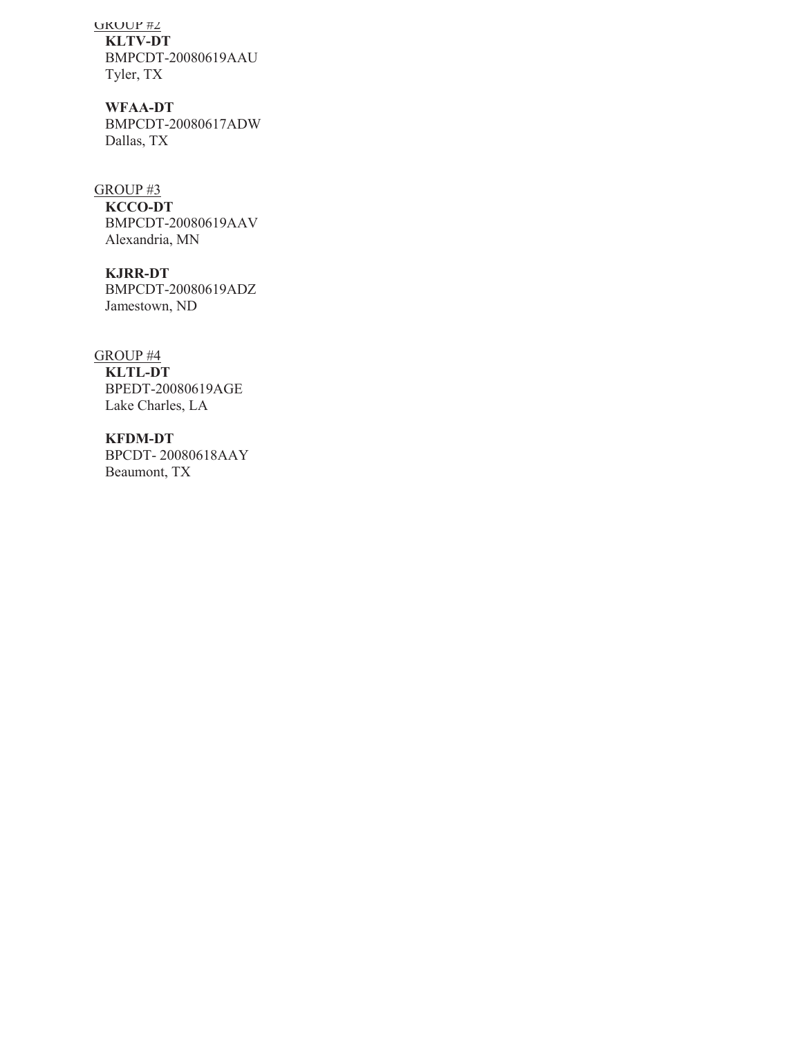GROUP #2

**KLTV-DT**
BMPCDT-20080619AAU
Tyler, TX

**WFAA-DT**
BMPCDT-20080617ADW
Dallas, TX

GROUP #3

**KCCO-DT**
BMPCDT-20080619AAV
Alexandria, MN

**KJRR-DT**
BMPCDT-20080619ADZ
Jamestown, ND

GROUP #4

**KLTL-DT**
BPEDT-20080619AGE
Lake Charles, LA

**KFDM-DT**
BPCDT- 20080618AAY
Beaumont, TX